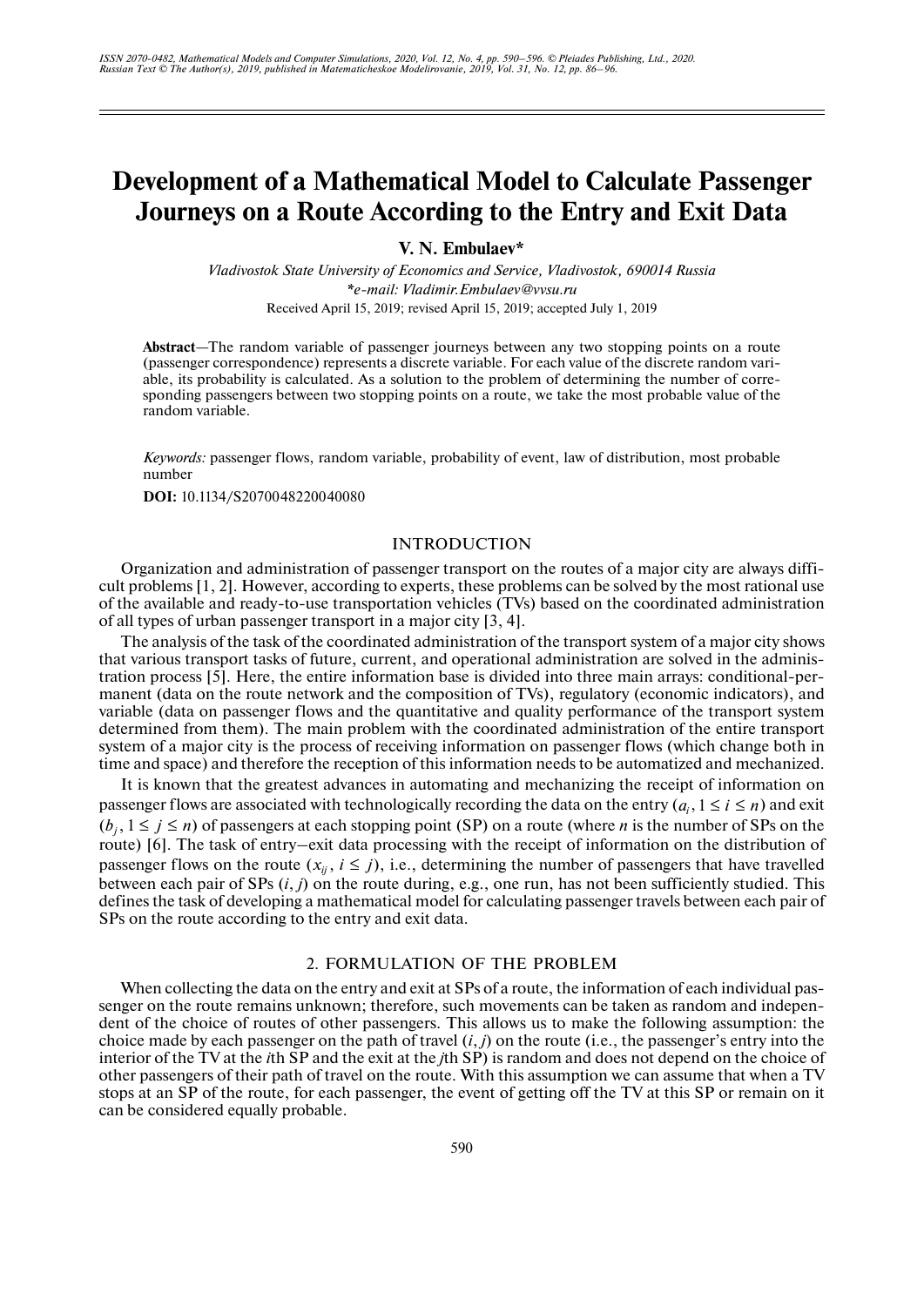# Development of a Mathematical Model to Calculate Passenger Journeys on a Route According to the Entry and Exit Data

**V. N. Embulaev***

*Vladivostok State University of Economics and Service, Vladivostok, 690014 Russia*
*\*e-mail: Vladimir.Embulaev@vvsu.ru*
Received April 15, 2019; revised April 15, 2019; accepted July 1, 2019

**Abstract**—The random variable of passenger journeys between any two stopping points on a route (passenger correspondence) represents a discrete variable. For each value of the discrete random variable, its probability is calculated. As a solution to the problem of determining the number of corresponding passengers between two stopping points on a route, we take the most probable value of the random variable.

*Keywords:* passenger flows, random variable, probability of event, law of distribution, most probable number

**DOI:** 10.1134/S2070048220040080

## INTRODUCTION

Organization and administration of passenger transport on the routes of a major city are always difficult problems [1, 2]. However, according to experts, these problems can be solved by the most rational use of the available and ready-to-use transportation vehicles (TVs) based on the coordinated administration of all types of urban passenger transport in a major city [3, 4].

The analysis of the task of the coordinated administration of the transport system of a major city shows that various transport tasks of future, current, and operational administration are solved in the administration process [5]. Here, the entire information base is divided into three main arrays: conditional-permanent (data on the route network and the composition of TVs), regulatory (economic indicators), and variable (data on passenger flows and the quantitative and quality performance of the transport system determined from them). The main problem with the coordinated administration of the entire transport system of a major city is the process of receiving information on passenger flows (which change both in time and space) and therefore the reception of this information needs to be automatized and mechanized.

It is known that the greatest advances in automating and mechanizing the receipt of information on passenger flows are associated with technologically recording the data on the entry ($a_i, 1 \le i \le n$) and exit ($b_j, 1 \le j \le n$) of passengers at each stopping point (SP) on a route (where $n$ is the number of SPs on the route) [6]. The task of entry–exit data processing with the receipt of information on the distribution of passenger flows on the route ($x_{ij}, i \le j$), i.e., determining the number of passengers that have travelled between each pair of SPs $(i, j)$ on the route during, e.g., one run, has not been sufficiently studied. This defines the task of developing a mathematical model for calculating passenger travels between each pair of SPs on the route according to the entry and exit data.

## 2. FORMULATION OF THE PROBLEM

When collecting the data on the entry and exit at SPs of a route, the information of each individual passenger on the route remains unknown; therefore, such movements can be taken as random and independent of the choice of routes of other passengers. This allows us to make the following assumption: the choice made by each passenger on the path of travel $(i, j)$ on the route (i.e., the passenger's entry into the interior of the TV at the $i$th SP and the exit at the $j$th SP) is random and does not depend on the choice of other passengers of their path of travel on the route. With this assumption we can assume that when a TV stops at an SP of the route, for each passenger, the event of getting off the TV at this SP or remain on it can be considered equally probable.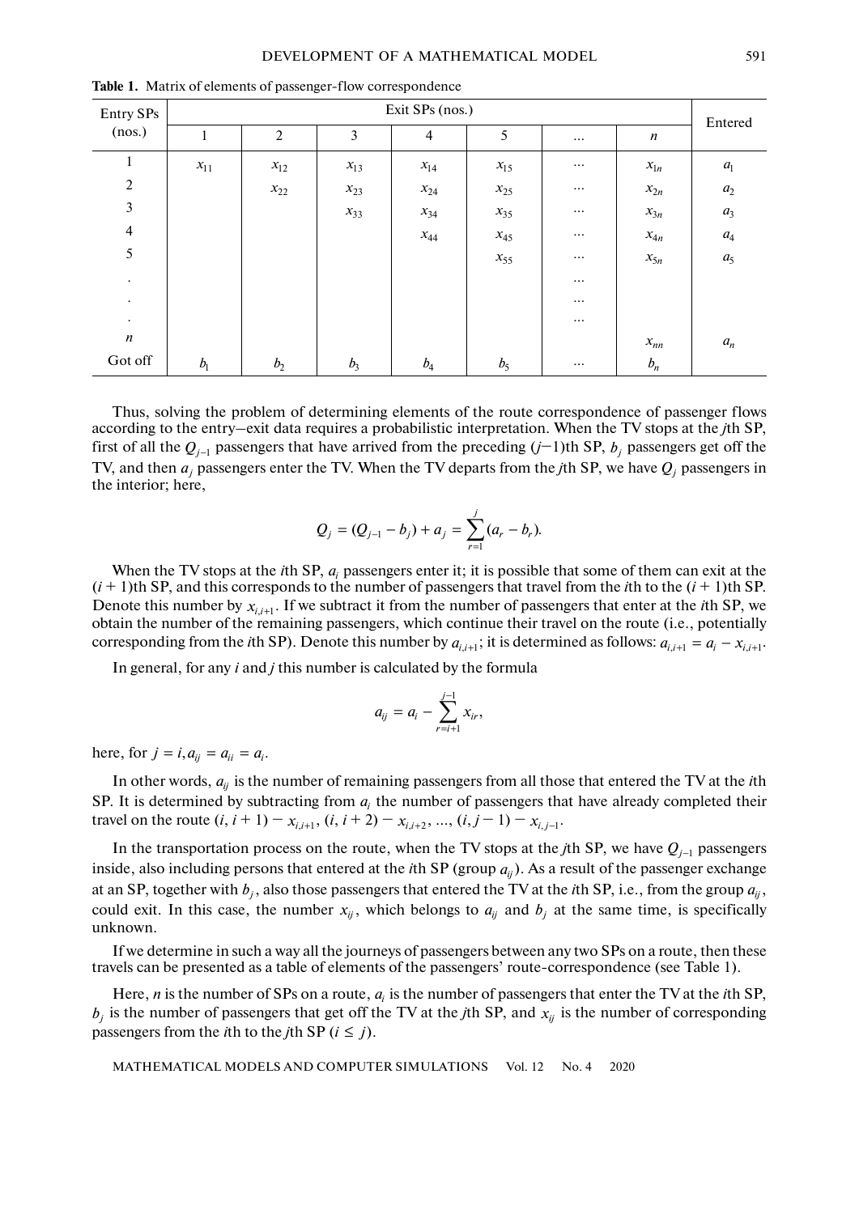**Table 1.** Matrix of elements of passenger-flow correspondence

| Entry SPs (nos.) | Exit SPs (nos.) | | | | | | | Entered |
|---|---|---|---|---|---|---|---|---|
| | 1 | 2 | 3 | 4 | 5 | ... | $n$ | |
| 1 | $x_{11}$ | $x_{12}$ | $x_{13}$ | $x_{14}$ | $x_{15}$ | ... | $x_{1n}$ | $a_1$ |
| 2 | | $x_{22}$ | $x_{23}$ | $x_{24}$ | $x_{25}$ | ... | $x_{2n}$ | $a_2$ |
| 3 | | | $x_{33}$ | $x_{34}$ | $x_{35}$ | ... | $x_{3n}$ | $a_3$ |
| 4 | | | | $x_{44}$ | $x_{45}$ | ... | $x_{4n}$ | $a_4$ |
| 5 | | | | | $x_{55}$ | ... | $x_{5n}$ | $a_5$ |
| . | | | | | | ... | | |
| . | | | | | | ... | | |
| . | | | | | | ... | | |
| $n$ | | | | | | | $x_{nn}$ | $a_n$ |
| Got off | $b_1$ | $b_2$ | $b_3$ | $b_4$ | $b_5$ | ... | $b_n$ | |

Thus, solving the problem of determining elements of the route correspondence of passenger flows according to the entry–exit data requires a probabilistic interpretation. When the TV stops at the $j$th SP, first of all the $Q_{j-1}$ passengers that have arrived from the preceding $(j-1)$th SP, $b_j$ passengers get off the TV, and then $a_j$ passengers enter the TV. When the TV departs from the $j$th SP, we have $Q_j$ passengers in the interior; here,

$$Q_j = (Q_{j-1} - b_j) + a_j = \sum_{r=1}^{j} (a_r - b_r).$$

When the TV stops at the $i$th SP, $a_i$ passengers enter it; it is possible that some of them can exit at the $(i+1)$th SP, and this corresponds to the number of passengers that travel from the $i$th to the $(i+1)$th SP. Denote this number by $x_{i,i+1}$. If we subtract it from the number of passengers that enter at the $i$th SP, we obtain the number of the remaining passengers, which continue their travel on the route (i.e., potentially corresponding from the $i$th SP). Denote this number by $a_{i,i+1}$; it is determined as follows: $a_{i,i+1} = a_i - x_{i,i+1}$.

In general, for any $i$ and $j$ this number is calculated by the formula

$$a_{ij} = a_i - \sum_{r=i+1}^{j-1} x_{ir},$$

here, for $j = i, a_{ij} = a_{ii} = a_i$.

In other words, $a_{ij}$ is the number of remaining passengers from all those that entered the TV at the $i$th SP. It is determined by subtracting from $a_i$ the number of passengers that have already completed their travel on the route $(i, i+1) - x_{i,i+1}$, $(i, i+2) - x_{i,i+2}$, ..., $(i, j-1) - x_{i,j-1}$.

In the transportation process on the route, when the TV stops at the $j$th SP, we have $Q_{j-1}$ passengers inside, also including persons that entered at the $i$th SP (group $a_{ij}$). As a result of the passenger exchange at an SP, together with $b_j$, also those passengers that entered the TV at the $i$th SP, i.e., from the group $a_{ij}$, could exit. In this case, the number $x_{ij}$, which belongs to $a_{ij}$ and $b_j$ at the same time, is specifically unknown.

If we determine in such a way all the journeys of passengers between any two SPs on a route, then these travels can be presented as a table of elements of the passengers' route-correspondence (see Table 1).

Here, $n$ is the number of SPs on a route, $a_i$ is the number of passengers that enter the TV at the $i$th SP, $b_j$ is the number of passengers that get off the TV at the $j$th SP, and $x_{ij}$ is the number of corresponding passengers from the $i$th to the $j$th SP $(i \le j)$.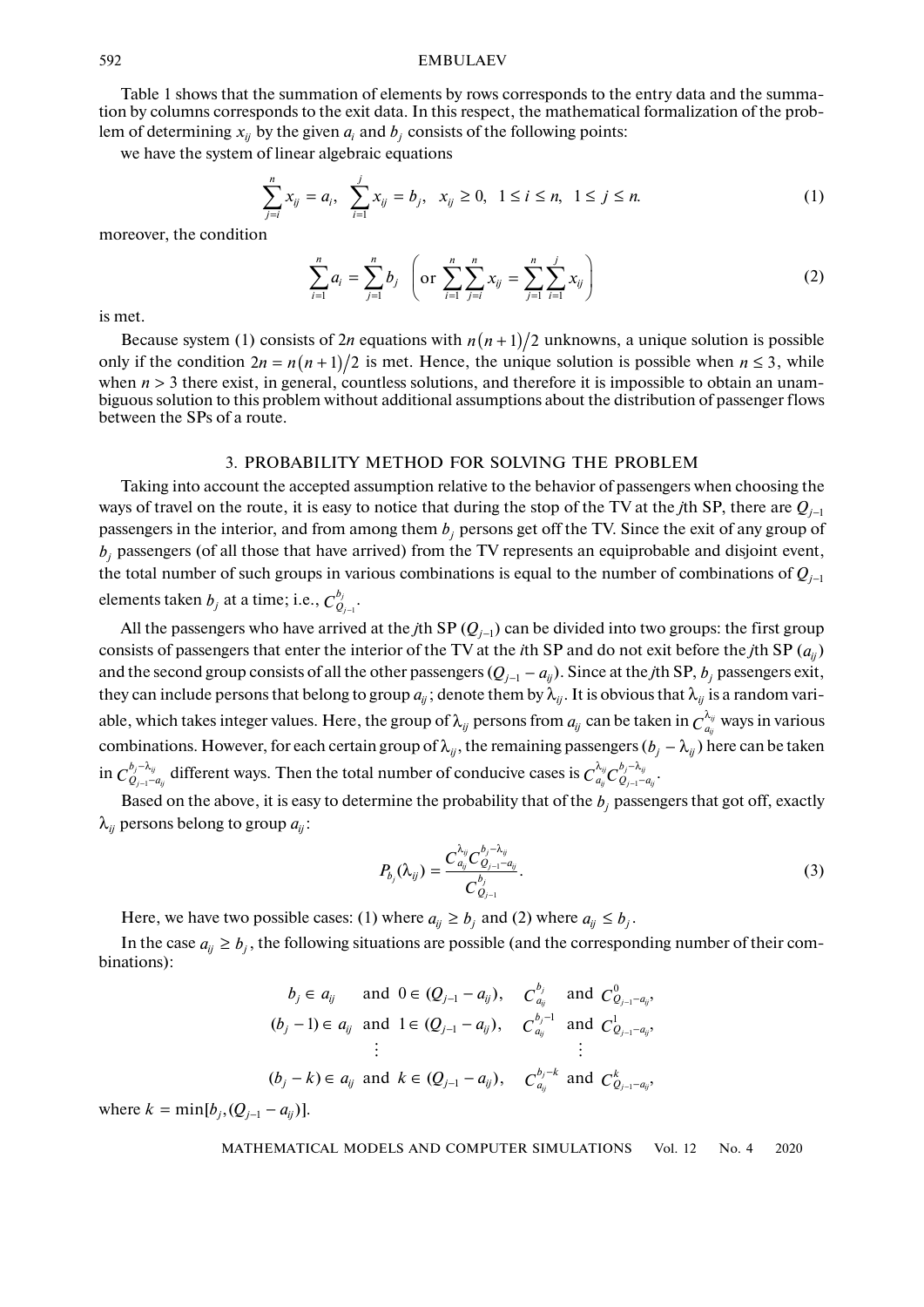Table 1 shows that the summation of elements by rows corresponds to the entry data and the summation by columns corresponds to the exit data. In this respect, the mathematical formalization of the problem of determining $x_{ij}$ by the given $a_i$ and $b_j$ consists of the following points:

we have the system of linear algebraic equations

$$\sum_{j=i}^{n} x_{ij} = a_i, \quad \sum_{i=1}^{j} x_{ij} = b_j, \quad x_{ij} \geq 0, \quad 1 \leq i \leq n, \quad 1 \leq j \leq n. \tag{1}$$

moreover, the condition

$$\sum_{i=1}^{n} a_i = \sum_{j=1}^{n} b_j \quad \left( \text{or } \sum_{i=1}^{n} \sum_{j=i}^{n} x_{ij} = \sum_{j=1}^{n} \sum_{i=1}^{j} x_{ij} \right) \tag{2}$$

is met.

Because system (1) consists of $2n$ equations with $n(n+1)/2$ unknowns, a unique solution is possible only if the condition $2n = n(n+1)/2$ is met. Hence, the unique solution is possible when $n \leq 3$, while when $n > 3$ there exist, in general, countless solutions, and therefore it is impossible to obtain an unambiguous solution to this problem without additional assumptions about the distribution of passenger flows between the SPs of a route.

## 3. PROBABILITY METHOD FOR SOLVING THE PROBLEM

Taking into account the accepted assumption relative to the behavior of passengers when choosing the ways of travel on the route, it is easy to notice that during the stop of the TV at the $j$th SP, there are $Q_{j-1}$ passengers in the interior, and from among them $b_j$ persons get off the TV. Since the exit of any group of $b_j$ passengers (of all those that have arrived) from the TV represents an equiprobable and disjoint event, the total number of such groups in various combinations is equal to the number of combinations of $Q_{j-1}$ elements taken $b_j$ at a time; i.e., $C_{Q_{j-1}}^{b_j}$.

All the passengers who have arrived at the $j$th SP ($Q_{j-1}$) can be divided into two groups: the first group consists of passengers that enter the interior of the TV at the $i$th SP and do not exit before the $j$th SP ($a_{ij}$) and the second group consists of all the other passengers ($Q_{j-1} - a_{ij}$). Since at the $j$th SP, $b_j$ passengers exit, they can include persons that belong to group $a_{ij}$; denote them by $\lambda_{ij}$. It is obvious that $\lambda_{ij}$ is a random variable, which takes integer values. Here, the group of $\lambda_{ij}$ persons from $a_{ij}$ can be taken in $C_{a_{ij}}^{\lambda_{ij}}$ ways in various combinations. However, for each certain group of $\lambda_{ij}$, the remaining passengers ($b_j - \lambda_{ij}$) here can be taken in $C_{Q_{j-1}-a_{ij}}^{b_j-\lambda_{ij}}$ different ways. Then the total number of conducive cases is $C_{a_{ij}}^{\lambda_{ij}} C_{Q_{j-1}-a_{ij}}^{b_j-\lambda_{ij}}$.

Based on the above, it is easy to determine the probability that of the $b_j$ passengers that got off, exactly $\lambda_{ij}$ persons belong to group $a_{ij}$:

$$P_{b_j}(\lambda_{ij}) = \frac{C_{a_{ij}}^{\lambda_{ij}} C_{Q_{j-1}-a_{ij}}^{b_j-\lambda_{ij}}}{C_{Q_{j-1}}^{b_j}}. \tag{3}$$

Here, we have two possible cases: (1) where $a_{ij} \geq b_j$ and (2) where $a_{ij} \leq b_j$.

In the case $a_{ij} \geq b_j$, the following situations are possible (and the corresponding number of their combinations):

$$\begin{array}{llll}
b_j \in a_{ij} & \text{and } 0 \in (Q_{j-1} - a_{ij}), & C_{a_{ij}}^{b_j} & \text{and } C_{Q_{j-1}-a_{ij}}^{0}, \\
(b_j - 1) \in a_{ij} & \text{and } 1 \in (Q_{j-1} - a_{ij}), & C_{a_{ij}}^{b_j-1} & \text{and } C_{Q_{j-1}-a_{ij}}^{1}, \\
\vdots & & \vdots & \\
(b_j - k) \in a_{ij} & \text{and } k \in (Q_{j-1} - a_{ij}), & C_{a_{ij}}^{b_j-k} & \text{and } C_{Q_{j-1}-a_{ij}}^{k},
\end{array}$$

where $k = \min[b_j, (Q_{j-1} - a_{ij})]$.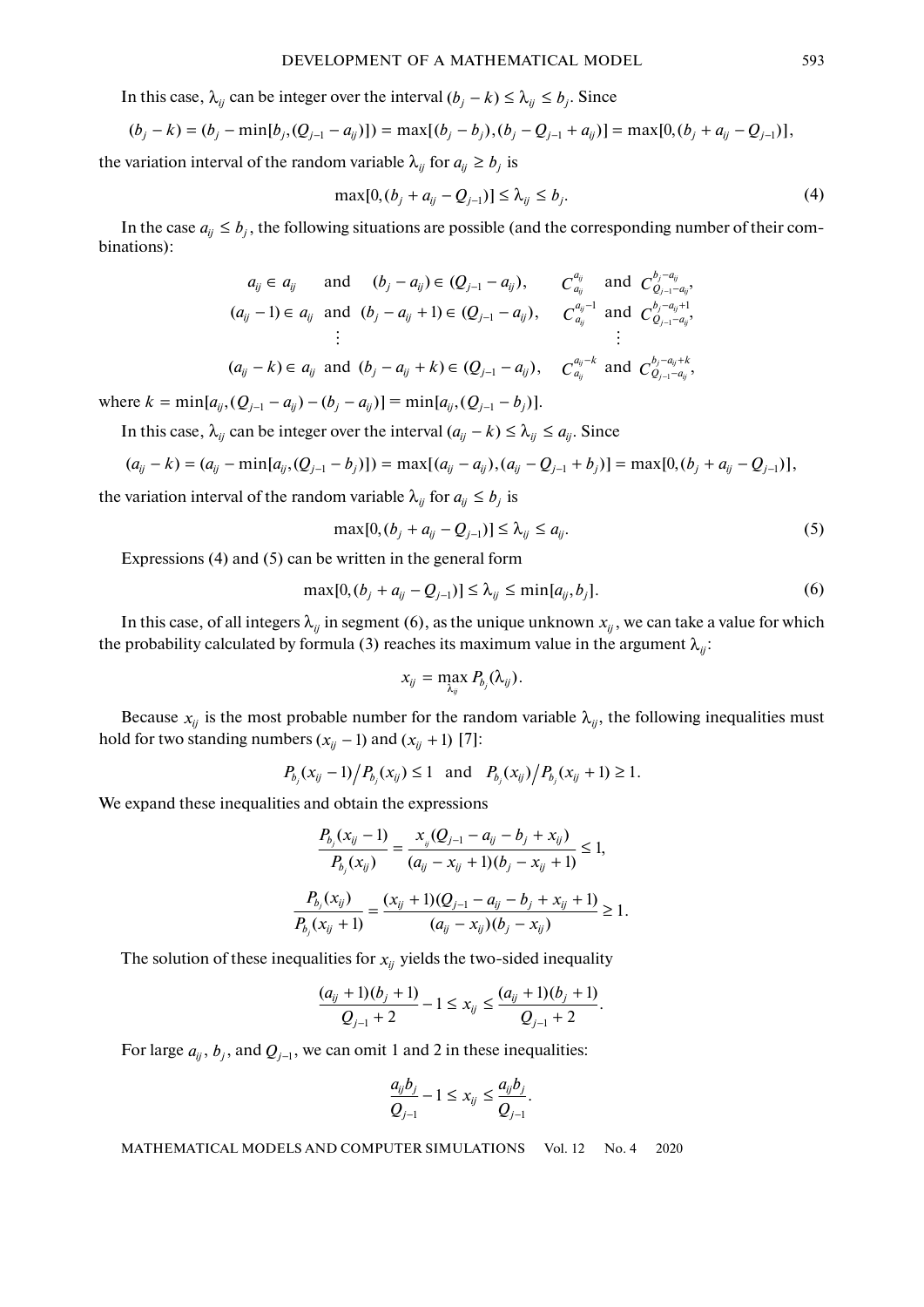In this case, $\lambda_{ij}$ can be integer over the interval $(b_j - k) \le \lambda_{ij} \le b_j$. Since

$$(b_j - k) = (b_j - \min[b_j, (Q_{j-1} - a_{ij})]) = \max[(b_j - b_j), (b_j - Q_{j-1} + a_{ij})] = \max[0, (b_j + a_{ij} - Q_{j-1})],$$

the variation interval of the random variable $\lambda_{ij}$ for $a_{ij} \ge b_j$ is

$$\max[0, (b_j + a_{ij} - Q_{j-1})] \le \lambda_{ij} \le b_j. \tag{4}$$

In the case $a_{ij} \le b_j$, the following situations are possible (and the corresponding number of their combinations):

$$\begin{array}{llll}
a_{ij} \in a_{ij} & \text{and} \quad (b_j - a_{ij}) \in (Q_{j-1} - a_{ij}), & C_{a_{ij}}^{a_{ij}} & \text{and} \ C_{Q_{j-1}-a_{ij}}^{b_j - a_{ij}}, \\
(a_{ij} - 1) \in a_{ij} & \text{and} \quad (b_j - a_{ij} + 1) \in (Q_{j-1} - a_{ij}), & C_{a_{ij}}^{a_{ij}-1} & \text{and} \ C_{Q_{j-1}-a_{ij}}^{b_j - a_{ij}+1}, \\
\vdots & & \vdots & \\
(a_{ij} - k) \in a_{ij} & \text{and} \quad (b_j - a_{ij} + k) \in (Q_{j-1} - a_{ij}), & C_{a_{ij}}^{a_{ij}-k} & \text{and} \ C_{Q_{j-1}-a_{ij}}^{b_j - a_{ij}+k},
\end{array}$$

where $k = \min[a_{ij}, (Q_{j-1} - a_{ij}) - (b_j - a_{ij})] = \min[a_{ij}, (Q_{j-1} - b_j)]$.

In this case, $\lambda_{ij}$ can be integer over the interval $(a_{ij} - k) \le \lambda_{ij} \le a_{ij}$. Since

$$(a_{ij} - k) = (a_{ij} - \min[a_{ij}, (Q_{j-1} - b_j)]) = \max[(a_{ij} - a_{ij}), (a_{ij} - Q_{j-1} + b_j)] = \max[0, (b_j + a_{ij} - Q_{j-1})],$$

the variation interval of the random variable $\lambda_{ij}$ for $a_{ij} \le b_j$ is

$$\max[0, (b_j + a_{ij} - Q_{j-1})] \le \lambda_{ij} \le a_{ij}. \tag{5}$$

Expressions (4) and (5) can be written in the general form

$$\max[0, (b_j + a_{ij} - Q_{j-1})] \le \lambda_{ij} \le \min[a_{ij}, b_j]. \tag{6}$$

In this case, of all integers $\lambda_{ij}$ in segment (6), as the unique unknown $x_{ij}$, we can take a value for which the probability calculated by formula (3) reaches its maximum value in the argument $\lambda_{ij}$:

$$x_{ij} = \max_{\lambda_{ij}} P_{b_j}(\lambda_{ij}).$$

Because $x_{ij}$ is the most probable number for the random variable $\lambda_{ij}$, the following inequalities must hold for two standing numbers $(x_{ij} - 1)$ and $(x_{ij} + 1)$ [7]:

$$P_{b_j}(x_{ij} - 1) / P_{b_j}(x_{ij}) \le 1 \quad \text{and} \quad P_{b_j}(x_{ij}) / P_{b_j}(x_{ij} + 1) \ge 1.$$

We expand these inequalities and obtain the expressions

$$\frac{P_{b_j}(x_{ij} - 1)}{P_{b_j}(x_{ij})} = \frac{x_{ij}(Q_{j-1} - a_{ij} - b_j + x_{ij})}{(a_{ij} - x_{ij} + 1)(b_j - x_{ij} + 1)} \le 1,$$

$$\frac{P_{b_j}(x_{ij})}{P_{b_j}(x_{ij} + 1)} = \frac{(x_{ij} + 1)(Q_{j-1} - a_{ij} - b_j + x_{ij} + 1)}{(a_{ij} - x_{ij})(b_j - x_{ij})} \ge 1.$$

The solution of these inequalities for $x_{ij}$ yields the two-sided inequality

$$\frac{(a_{ij} + 1)(b_j + 1)}{Q_{j-1} + 2} - 1 \le x_{ij} \le \frac{(a_{ij} + 1)(b_j + 1)}{Q_{j-1} + 2}.$$

For large $a_{ij}$, $b_j$, and $Q_{j-1}$, we can omit 1 and 2 in these inequalities:

$$\frac{a_{ij} b_j}{Q_{j-1}} - 1 \le x_{ij} \le \frac{a_{ij} b_j}{Q_{j-1}}.$$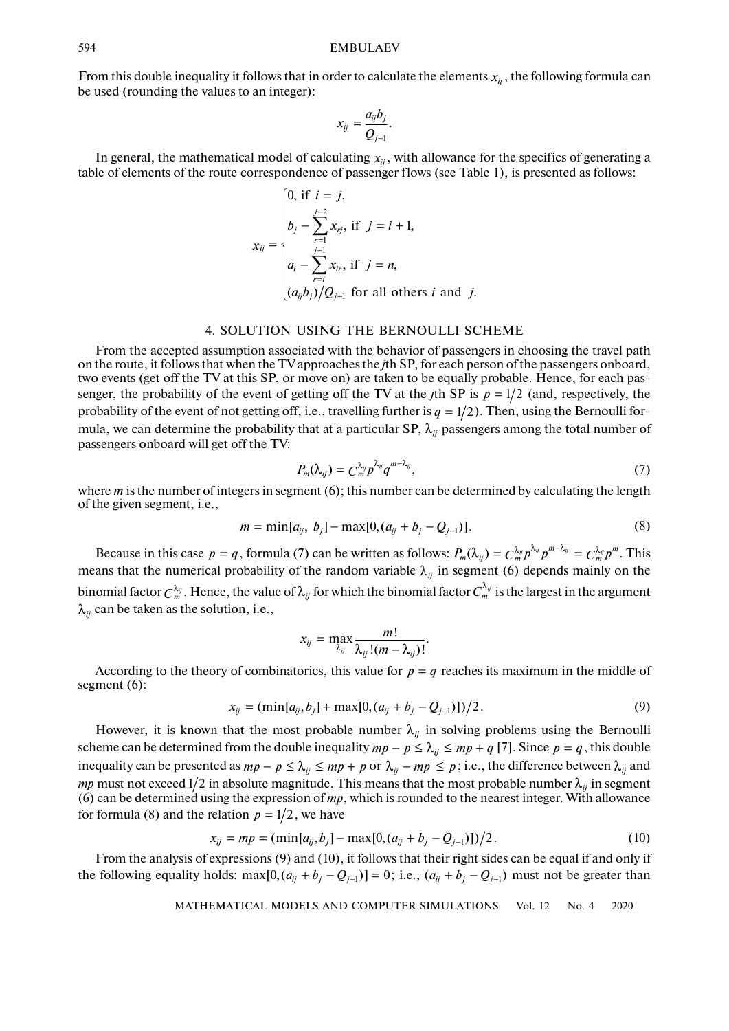From this double inequality it follows that in order to calculate the elements $x_{ij}$, the following formula can be used (rounding the values to an integer):

$$x_{ij} = \frac{a_{ij} b_j}{Q_{j-1}}.$$

In general, the mathematical model of calculating $x_{ij}$, with allowance for the specifics of generating a table of elements of the route correspondence of passenger flows (see Table 1), is presented as follows:

$$x_{ij} = \begin{cases} 0, \text{ if } i = j, \\ b_j - \sum_{r=1}^{j-2} x_{rj}, \text{ if } j = i+1, \\ a_i - \sum_{r=i}^{j-1} x_{ir}, \text{ if } j = n, \\ (a_{ij} b_j)/Q_{j-1} \text{ for all others } i \text{ and } j. \end{cases}$$

## 4. SOLUTION USING THE BERNOULLI SCHEME

From the accepted assumption associated with the behavior of passengers in choosing the travel path on the route, it follows that when the TV approaches the $j$th SP, for each person of the passengers onboard, two events (get off the TV at this SP, or move on) are taken to be equally probable. Hence, for each passenger, the probability of the event of getting off the TV at the $j$th SP is $p = 1/2$ (and, respectively, the probability of the event of not getting off, i.e., travelling further is $q = 1/2$). Then, using the Bernoulli formula, we can determine the probability that at a particular SP, $\lambda_{ij}$ passengers among the total number of passengers onboard will get off the TV:

$$P_m(\lambda_{ij}) = C_m^{\lambda_{ij}} p^{\lambda_{ij}} q^{m-\lambda_{ij}}, \tag{7}$$

where $m$ is the number of integers in segment (6); this number can be determined by calculating the length of the given segment, i.e.,

$$m = \min[a_{ij}, b_j] - \max[0, (a_{ij} + b_j - Q_{j-1})]. \tag{8}$$

Because in this case $p = q$, formula (7) can be written as follows: $P_m(\lambda_{ij}) = C_m^{\lambda_{ij}} p^{\lambda_{ij}} p^{m-\lambda_{ij}} = C_m^{\lambda_{ij}} p^m$. This means that the numerical probability of the random variable $\lambda_{ij}$ in segment (6) depends mainly on the binomial factor $C_m^{\lambda_{ij}}$. Hence, the value of $\lambda_{ij}$ for which the binomial factor $C_m^{\lambda_{ij}}$ is the largest in the argument $\lambda_{ij}$ can be taken as the solution, i.e.,

$$x_{ij} = \max_{\lambda_{ij}} \frac{m!}{\lambda_{ij}!(m - \lambda_{ij})!}.$$

According to the theory of combinatorics, this value for $p = q$ reaches its maximum in the middle of segment (6):

$$x_{ij} = (\min[a_{ij}, b_j] + \max[0, (a_{ij} + b_j - Q_{j-1})])/2. \tag{9}$$

However, it is known that the most probable number $\lambda_{ij}$ in solving problems using the Bernoulli scheme can be determined from the double inequality $mp - p \le \lambda_{ij} \le mp + q$ [7]. Since $p = q$, this double inequality can be presented as $mp - p \le \lambda_{ij} \le mp + p$ or $|\lambda_{ij} - mp| \le p$; i.e., the difference between $\lambda_{ij}$ and $mp$ must not exceed $1/2$ in absolute magnitude. This means that the most probable number $\lambda_{ij}$ in segment (6) can be determined using the expression of $mp$, which is rounded to the nearest integer. With allowance for formula (8) and the relation $p = 1/2$, we have

$$x_{ij} = mp = (\min[a_{ij}, b_j] - \max[0, (a_{ij} + b_j - Q_{j-1})])/2. \tag{10}$$

From the analysis of expressions (9) and (10), it follows that their right sides can be equal if and only if the following equality holds: $\max[0, (a_{ij} + b_j - Q_{j-1})] = 0$; i.e., $(a_{ij} + b_j - Q_{j-1})$ must not be greater than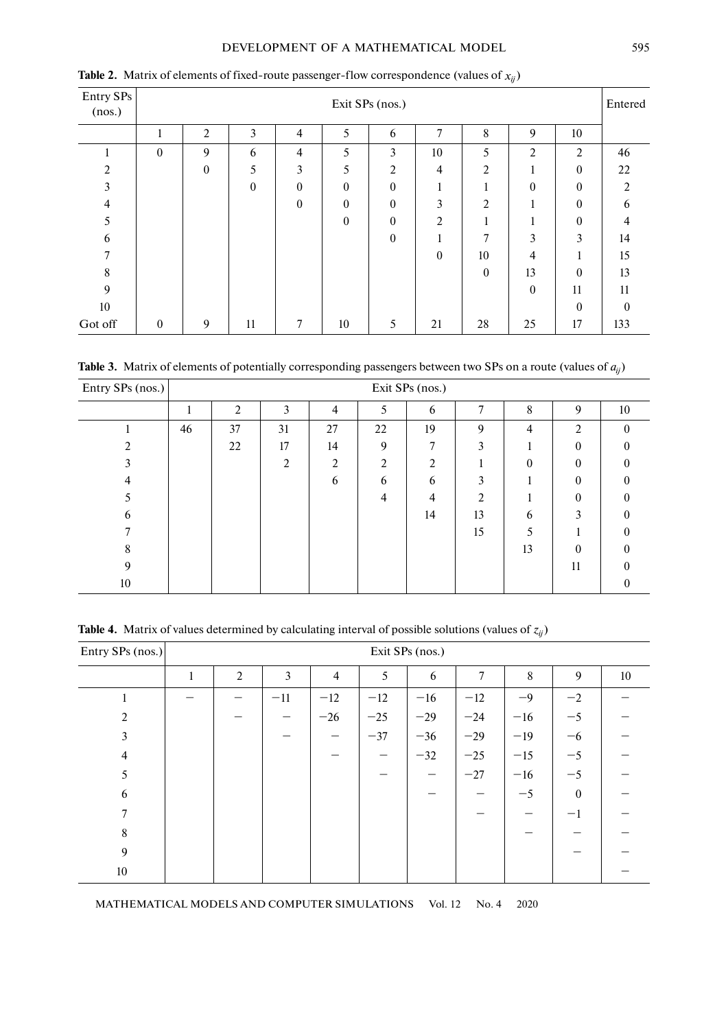**Table 2.** Matrix of elements of fixed-route passenger-flow correspondence (values of $x_{ij}$)

| Entry SPs (nos.) | Exit SPs (nos.) | | | | | | | | | | Entered |
|---|---|---|---|---|---|---|---|---|---|---|---|
| | 1 | 2 | 3 | 4 | 5 | 6 | 7 | 8 | 9 | 10 | |
| 1 | 0 | 9 | 6 | 4 | 5 | 3 | 10 | 5 | 2 | 2 | 46 |
| 2 | | 0 | 5 | 3 | 5 | 2 | 4 | 2 | 1 | 0 | 22 |
| 3 | | | 0 | 0 | 0 | 0 | 1 | 1 | 0 | 0 | 2 |
| 4 | | | | 0 | 0 | 0 | 3 | 2 | 1 | 0 | 6 |
| 5 | | | | | 0 | 0 | 2 | 1 | 1 | 0 | 4 |
| 6 | | | | | | 0 | 1 | 7 | 3 | 3 | 14 |
| 7 | | | | | | | 0 | 10 | 4 | 1 | 15 |
| 8 | | | | | | | | 0 | 13 | 0 | 13 |
| 9 | | | | | | | | | 0 | 11 | 11 |
| 10 | | | | | | | | | | 0 | 0 |
| Got off | 0 | 9 | 11 | 7 | 10 | 5 | 21 | 28 | 25 | 17 | 133 |

**Table 3.** Matrix of elements of potentially corresponding passengers between two SPs on a route (values of $a_{ij}$)

| Entry SPs (nos.) | Exit SPs (nos.) | | | | | | | | | |
|---|---|---|---|---|---|---|---|---|---|---|
| | 1 | 2 | 3 | 4 | 5 | 6 | 7 | 8 | 9 | 10 |
| 1 | 46 | 37 | 31 | 27 | 22 | 19 | 9 | 4 | 2 | 0 |
| 2 | | 22 | 17 | 14 | 9 | 7 | 3 | 1 | 0 | 0 |
| 3 | | | 2 | 2 | 2 | 2 | 1 | 0 | 0 | 0 |
| 4 | | | | 6 | 6 | 6 | 3 | 1 | 0 | 0 |
| 5 | | | | | 4 | 4 | 2 | 1 | 0 | 0 |
| 6 | | | | | | 14 | 13 | 6 | 3 | 0 |
| 7 | | | | | | | 15 | 5 | 1 | 0 |
| 8 | | | | | | | | 13 | 0 | 0 |
| 9 | | | | | | | | | 11 | 0 |
| 10 | | | | | | | | | | 0 |

**Table 4.** Matrix of values determined by calculating interval of possible solutions (values of $z_{ij}$)

| Entry SPs (nos.) | Exit SPs (nos.) | | | | | | | | | |
|---|---|---|---|---|---|---|---|---|---|---|
| | 1 | 2 | 3 | 4 | 5 | 6 | 7 | 8 | 9 | 10 |
| 1 | – | – | −11 | −12 | −12 | −16 | −12 | −9 | −2 | – |
| 2 | | – | – | −26 | −25 | −29 | −24 | −16 | −5 | – |
| 3 | | | – | – | −37 | −36 | −29 | −19 | −6 | – |
| 4 | | | | – | – | −32 | −25 | −15 | −5 | – |
| 5 | | | | | – | – | −27 | −16 | −5 | – |
| 6 | | | | | | – | – | −5 | 0 | – |
| 7 | | | | | | | – | – | −1 | – |
| 8 | | | | | | | | – | – | – |
| 9 | | | | | | | | | – | – |
| 10 | | | | | | | | | | – |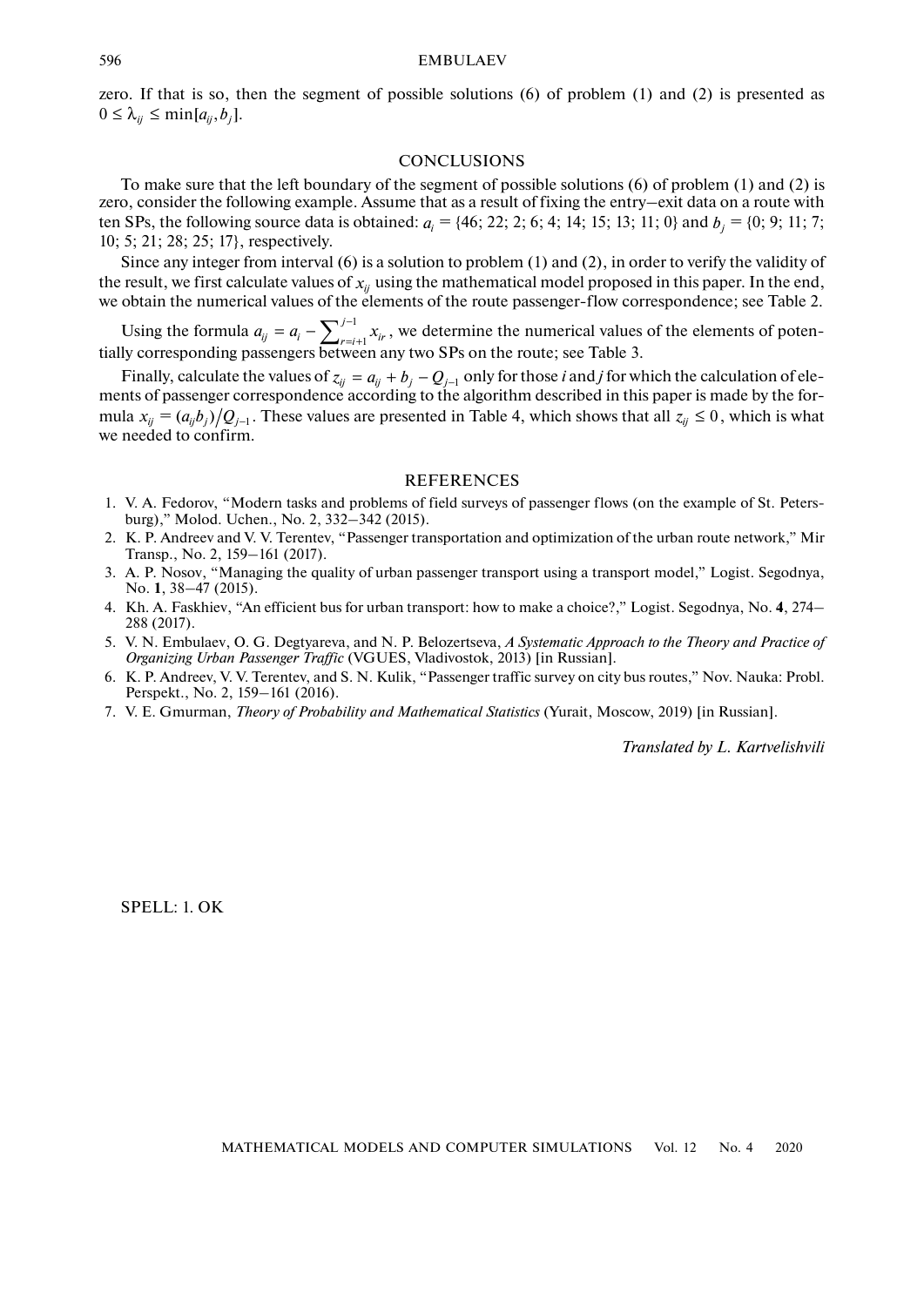zero. If that is so, then the segment of possible solutions (6) of problem (1) and (2) is presented as $0 \le \lambda_{ij} \le \min[a_{ij}, b_j]$.

## CONCLUSIONS

To make sure that the left boundary of the segment of possible solutions (6) of problem (1) and (2) is zero, consider the following example. Assume that as a result of fixing the entry–exit data on a route with ten SPs, the following source data is obtained: $a_i = \{46; 22; 2; 6; 4; 14; 15; 13; 11; 0\}$ and $b_j = \{0; 9; 11; 7; 10; 5; 21; 28; 25; 17\}$, respectively.

Since any integer from interval (6) is a solution to problem (1) and (2), in order to verify the validity of the result, we first calculate values of $x_{ij}$ using the mathematical model proposed in this paper. In the end, we obtain the numerical values of the elements of the route passenger-flow correspondence; see Table 2.

Using the formula $a_{ij} = a_i - \sum_{r=i+1}^{j-1} x_{ir}$, we determine the numerical values of the elements of potentially corresponding passengers between any two SPs on the route; see Table 3.

Finally, calculate the values of $z_{ij} = a_{ij} + b_j - Q_{j-1}$ only for those $i$ and $j$ for which the calculation of elements of passenger correspondence according to the algorithm described in this paper is made by the formula $x_{ij} = (a_{ij}b_j)/Q_{j-1}$. These values are presented in Table 4, which shows that all $z_{ij} \le 0$, which is what we needed to confirm.

## REFERENCES

1. V. A. Fedorov, "Modern tasks and problems of field surveys of passenger flows (on the example of St. Petersburg)," Molod. Uchen., No. 2, 332–342 (2015).
2. K. P. Andreev and V. V. Terentev, "Passenger transportation and optimization of the urban route network," Mir Transp., No. 2, 159–161 (2017).
3. A. P. Nosov, "Managing the quality of urban passenger transport using a transport model," Logist. Segodnya, No. **1**, 38–47 (2015).
4. Kh. A. Faskhiev, "An efficient bus for urban transport: how to make a choice?," Logist. Segodnya, No. **4**, 274–288 (2017).
5. V. N. Embulaev, O. G. Degtyareva, and N. P. Belozertseva, *A Systematic Approach to the Theory and Practice of Organizing Urban Passenger Traffic* (VGUES, Vladivostok, 2013) [in Russian].
6. K. P. Andreev, V. V. Terentev, and S. N. Kulik, "Passenger traffic survey on city bus routes," Nov. Nauka: Probl. Perspekt., No. 2, 159–161 (2016).
7. V. E. Gmurman, *Theory of Probability and Mathematical Statistics* (Yurait, Moscow, 2019) [in Russian].

*Translated by L. Kartvelishvili*

SPELL: 1. OK